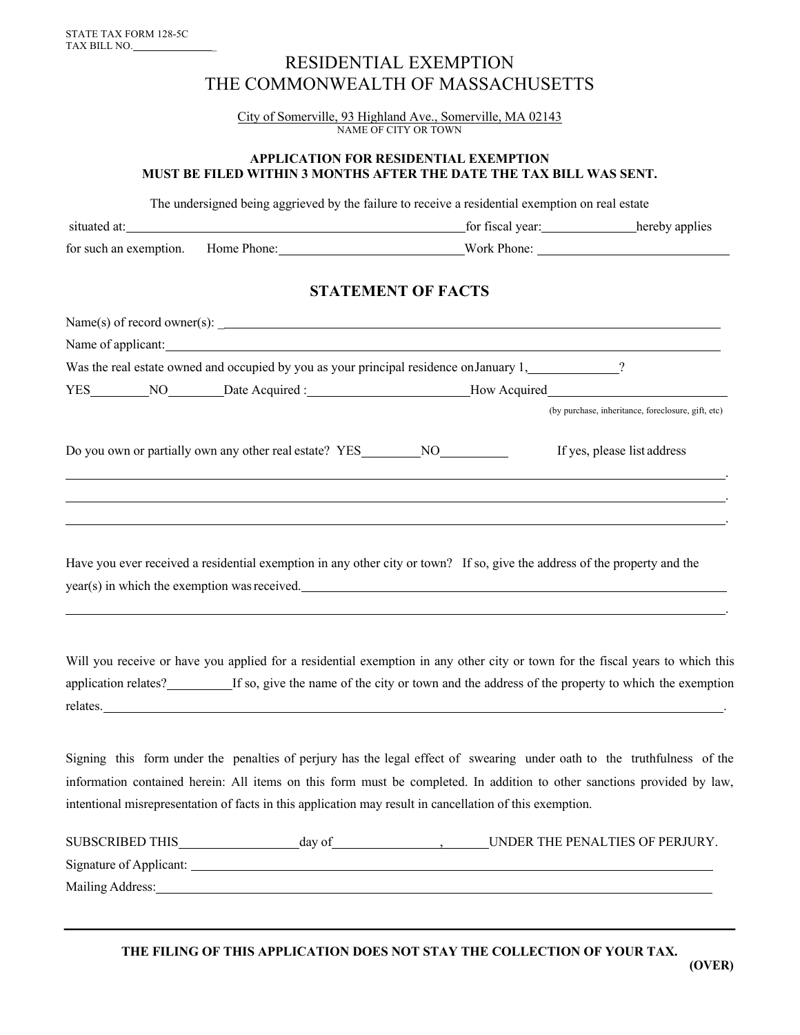STATE TAX FORM 128-5C
TAX BILL NO.______________

# RESIDENTIAL EXEMPTION
# THE COMMONWEALTH OF MASSACHUSETTS

City of Somerville, 93 Highland Ave., Somerville, MA 02143
NAME OF CITY OR TOWN

**APPLICATION FOR RESIDENTIAL EXEMPTION**
**MUST BE FILED WITHIN 3 MONTHS AFTER THE DATE THE TAX BILL WAS SENT.**

The undersigned being aggrieved by the failure to receive a residential exemption on real estate situated at:______________________________ for fiscal year:__________ hereby applies for such an exemption. Home Phone:____________________ Work Phone: ____________________

## STATEMENT OF FACTS

Name(s) of record owner(s): ______________________________

Name of applicant:______________________________

Was the real estate owned and occupied by you as your principal residence on January 1,__________?

YES________ NO________ Date Acquired :__________________ How Acquired__________________

(by purchase, inheritance, foreclosure, gift, etc)

Do you own or partially own any other real estate? YES________ NO________ If yes, please list address

______________________________.

______________________________.

______________________________.

Have you ever received a residential exemption in any other city or town? If so, give the address of the property and the year(s) in which the exemption was received.______________________________

______________________________.

Will you receive or have you applied for a residential exemption in any other city or town for the fiscal years to which this application relates?________ If so, give the name of the city or town and the address of the property to which the exemption relates.______________________________.

Signing this form under the penalties of perjury has the legal effect of swearing under oath to the truthfulness of the information contained herein: All items on this form must be completed. In addition to other sanctions provided by law, intentional misrepresentation of facts in this application may result in cancellation of this exemption.

SUBSCRIBED THIS__________ day of______________, ______ UNDER THE PENALTIES OF PERJURY.

Signature of Applicant: ______________________________

Mailing Address:______________________________

---

**THE FILING OF THIS APPLICATION DOES NOT STAY THE COLLECTION OF YOUR TAX.**

**(OVER)**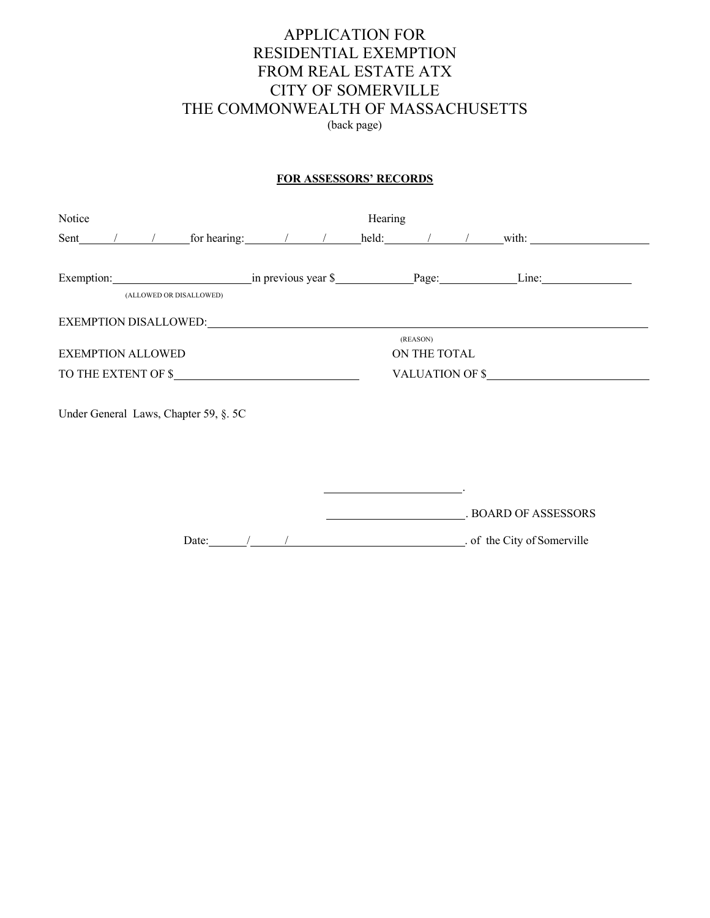# APPLICATION FOR
# RESIDENTIAL EXEMPTION
# FROM REAL ESTATE ATX
# CITY OF SOMERVILLE
# THE COMMONWEALTH OF MASSACHUSETTS

(back page)

**FOR ASSESSORS' RECORDS**

Notice Hearing

Sent\_\_\_\_\_/\_\_\_\_\_/\_\_\_\_\_for hearing:\_\_\_\_\_/\_\_\_\_\_/\_\_\_\_\_held:\_\_\_\_\_/\_\_\_\_\_/\_\_\_\_\_with: \_\_\_\_\_\_\_\_\_\_\_\_\_\_\_\_\_\_\_\_

Exemption:\_\_\_\_\_\_\_\_\_\_\_\_\_\_\_\_\_\_\_\_\_\_in previous year $\_\_\_\_\_\_\_\_\_\_\_\_Page:\_\_\_\_\_\_\_\_\_\_\_\_Line:\_\_\_\_\_\_\_\_\_\_\_\_\_\_

(ALLOWED OR DISALLOWED)

EXEMPTION DISALLOWED:\_\_\_\_\_\_\_\_\_\_\_\_\_\_\_\_\_\_\_\_\_\_\_\_\_\_\_\_\_\_\_\_\_\_\_\_\_\_\_\_\_\_\_\_\_\_\_\_\_\_\_\_\_\_\_\_\_\_\_\_\_\_\_\_\_

(REASON)

EXEMPTION ALLOWED ON THE TOTAL

TO THE EXTENT OF $\_\_\_\_\_\_\_\_\_\_\_\_\_\_\_\_\_\_\_\_\_\_\_\_\_\_\_\_\_\_ VALUATION OF $\_\_\_\_\_\_\_\_\_\_\_\_\_\_\_\_\_\_\_\_\_\_\_\_\_\_

Under General Laws, Chapter 59, §. 5C

\_\_\_\_\_\_\_\_\_\_\_\_\_\_\_\_\_\_\_\_\_\_\_.

\_\_\_\_\_\_\_\_\_\_\_\_\_\_\_\_\_\_\_\_\_\_\_. BOARD OF ASSESSORS

Date:\_\_\_\_\_/\_\_\_\_\_/\_\_\_\_\_\_\_\_\_\_\_\_\_\_\_\_\_\_\_\_\_\_\_\_\_\_\_\_\_\_. of the City of Somerville